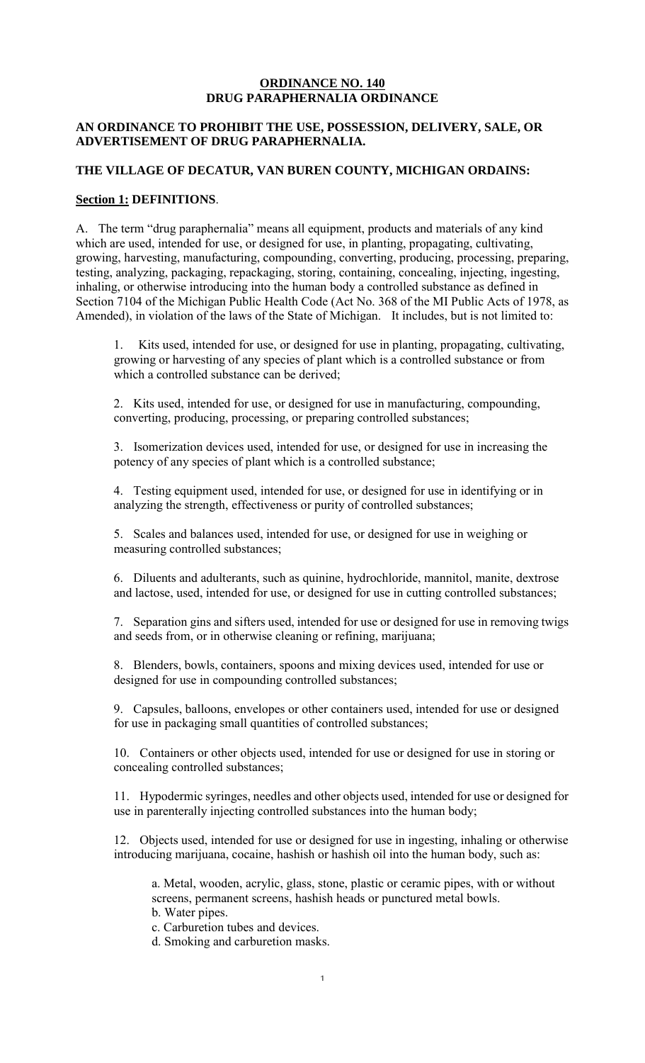**ORDINANCE NO. 140**
**DRUG PARAPHERNALIA ORDINANCE**

**AN ORDINANCE TO PROHIBIT THE USE, POSSESSION, DELIVERY, SALE, OR ADVERTISEMENT OF DRUG PARAPHERNALIA.**

**THE VILLAGE OF DECATUR, VAN BUREN COUNTY, MICHIGAN ORDAINS:**

**Section 1: DEFINITIONS**.

A. The term "drug paraphernalia" means all equipment, products and materials of any kind which are used, intended for use, or designed for use, in planting, propagating, cultivating, growing, harvesting, manufacturing, compounding, converting, producing, processing, preparing, testing, analyzing, packaging, repackaging, storing, containing, concealing, injecting, ingesting, inhaling, or otherwise introducing into the human body a controlled substance as defined in Section 7104 of the Michigan Public Health Code (Act No. 368 of the MI Public Acts of 1978, as Amended), in violation of the laws of the State of Michigan. It includes, but is not limited to:

1. Kits used, intended for use, or designed for use in planting, propagating, cultivating, growing or harvesting of any species of plant which is a controlled substance or from which a controlled substance can be derived;

2. Kits used, intended for use, or designed for use in manufacturing, compounding, converting, producing, processing, or preparing controlled substances;

3. Isomerization devices used, intended for use, or designed for use in increasing the potency of any species of plant which is a controlled substance;

4. Testing equipment used, intended for use, or designed for use in identifying or in analyzing the strength, effectiveness or purity of controlled substances;

5. Scales and balances used, intended for use, or designed for use in weighing or measuring controlled substances;

6. Diluents and adulterants, such as quinine, hydrochloride, mannitol, manite, dextrose and lactose, used, intended for use, or designed for use in cutting controlled substances;

7. Separation gins and sifters used, intended for use or designed for use in removing twigs and seeds from, or in otherwise cleaning or refining, marijuana;

8. Blenders, bowls, containers, spoons and mixing devices used, intended for use or designed for use in compounding controlled substances;

9. Capsules, balloons, envelopes or other containers used, intended for use or designed for use in packaging small quantities of controlled substances;

10. Containers or other objects used, intended for use or designed for use in storing or concealing controlled substances;

11. Hypodermic syringes, needles and other objects used, intended for use or designed for use in parenterally injecting controlled substances into the human body;

12. Objects used, intended for use or designed for use in ingesting, inhaling or otherwise introducing marijuana, cocaine, hashish or hashish oil into the human body, such as:

   a. Metal, wooden, acrylic, glass, stone, plastic or ceramic pipes, with or without screens, permanent screens, hashish heads or punctured metal bowls.
   b. Water pipes.
   c. Carburetion tubes and devices.
   d. Smoking and carburetion masks.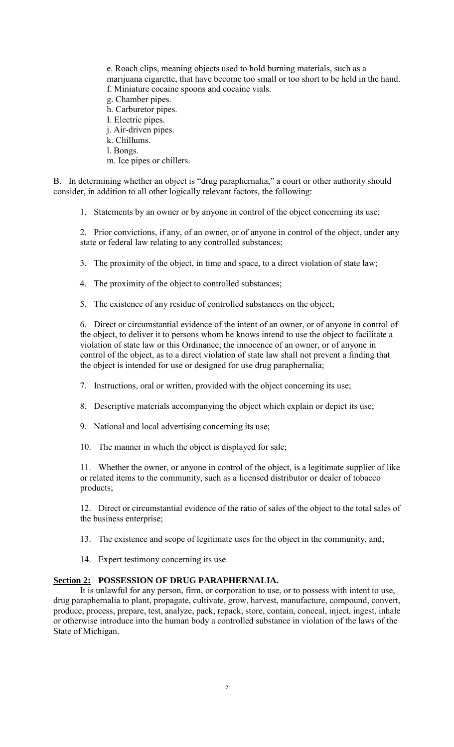e. Roach clips, meaning objects used to hold burning materials, such as a marijuana cigarette, that have become too small or too short to be held in the hand.
f. Miniature cocaine spoons and cocaine vials.
g. Chamber pipes.
h. Carburetor pipes.
I. Electric pipes.
j. Air-driven pipes.
k. Chillums.
l. Bongs.
m. Ice pipes or chillers.

B. In determining whether an object is "drug paraphernalia," a court or other authority should consider, in addition to all other logically relevant factors, the following:

1. Statements by an owner or by anyone in control of the object concerning its use;

2. Prior convictions, if any, of an owner, or of anyone in control of the object, under any state or federal law relating to any controlled substances;

3. The proximity of the object, in time and space, to a direct violation of state law;

4. The proximity of the object to controlled substances;

5. The existence of any residue of controlled substances on the object;

6. Direct or circumstantial evidence of the intent of an owner, or of anyone in control of the object, to deliver it to persons whom he knows intend to use the object to facilitate a violation of state law or this Ordinance; the innocence of an owner, or of anyone in control of the object, as to a direct violation of state law shall not prevent a finding that the object is intended for use or designed for use drug paraphernalia;

7. Instructions, oral or written, provided with the object concerning its use;

8. Descriptive materials accompanying the object which explain or depict its use;

9. National and local advertising concerning its use;

10. The manner in which the object is displayed for sale;

11. Whether the owner, or anyone in control of the object, is a legitimate supplier of like or related items to the community, such as a licensed distributor or dealer of tobacco products;

12. Direct or circumstantial evidence of the ratio of sales of the object to the total sales of the business enterprise;

13. The existence and scope of legitimate uses for the object in the community, and;

14. Expert testimony concerning its use.

**Section 2: POSSESSION OF DRUG PARAPHERNALIA.**

It is unlawful for any person, firm, or corporation to use, or to possess with intent to use, drug paraphernalia to plant, propagate, cultivate, grow, harvest, manufacture, compound, convert, produce, process, prepare, test, analyze, pack, repack, store, contain, conceal, inject, ingest, inhale or otherwise introduce into the human body a controlled substance in violation of the laws of the State of Michigan.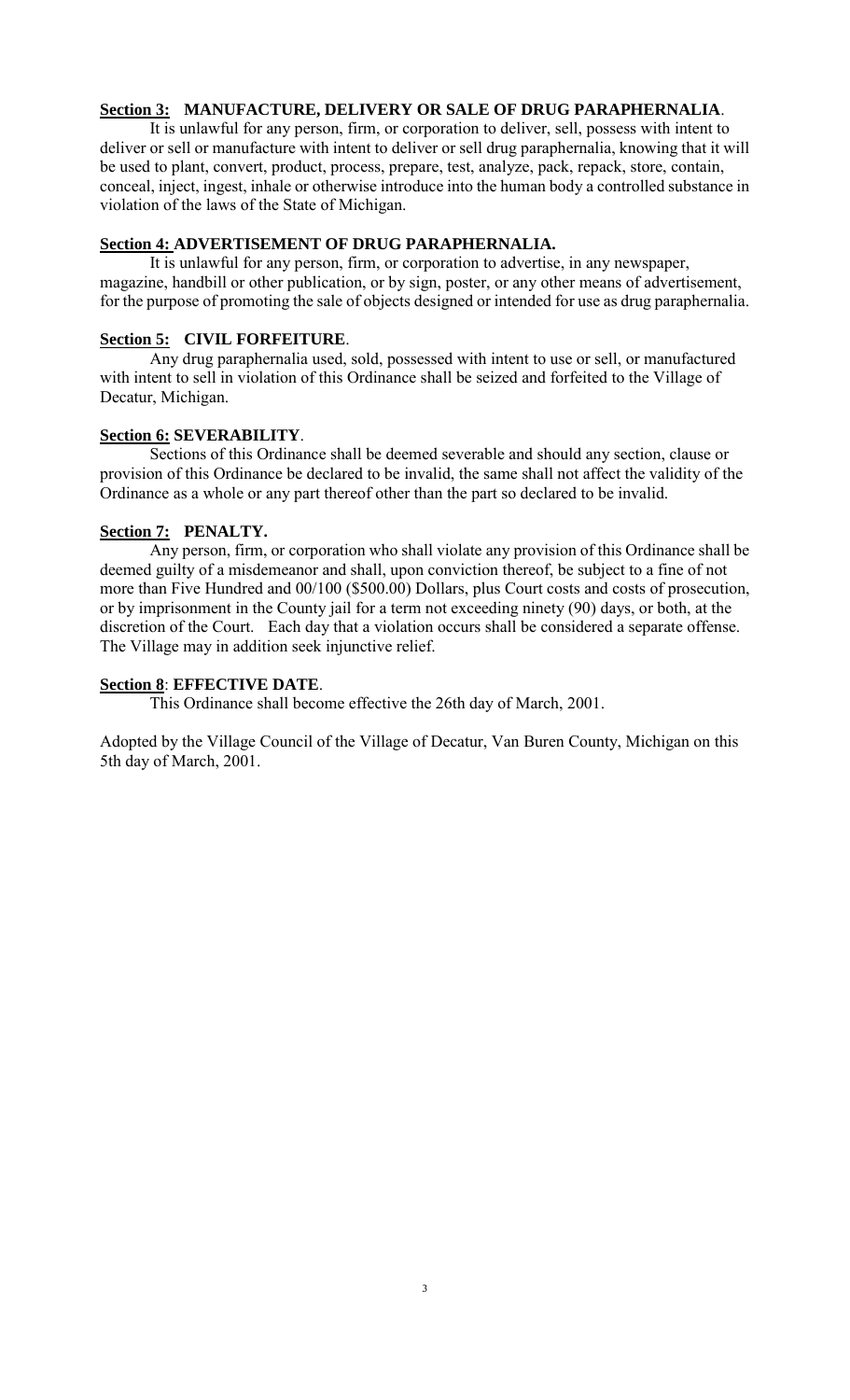**Section 3: MANUFACTURE, DELIVERY OR SALE OF DRUG PARAPHERNALIA**.

It is unlawful for any person, firm, or corporation to deliver, sell, possess with intent to deliver or sell or manufacture with intent to deliver or sell drug paraphernalia, knowing that it will be used to plant, convert, product, process, prepare, test, analyze, pack, repack, store, contain, conceal, inject, ingest, inhale or otherwise introduce into the human body a controlled substance in violation of the laws of the State of Michigan.

**Section 4: ADVERTISEMENT OF DRUG PARAPHERNALIA.**

It is unlawful for any person, firm, or corporation to advertise, in any newspaper, magazine, handbill or other publication, or by sign, poster, or any other means of advertisement, for the purpose of promoting the sale of objects designed or intended for use as drug paraphernalia.

**Section 5: CIVIL FORFEITURE**.

Any drug paraphernalia used, sold, possessed with intent to use or sell, or manufactured with intent to sell in violation of this Ordinance shall be seized and forfeited to the Village of Decatur, Michigan.

**Section 6: SEVERABILITY**.

Sections of this Ordinance shall be deemed severable and should any section, clause or provision of this Ordinance be declared to be invalid, the same shall not affect the validity of the Ordinance as a whole or any part thereof other than the part so declared to be invalid.

**Section 7: PENALTY.**

Any person, firm, or corporation who shall violate any provision of this Ordinance shall be deemed guilty of a misdemeanor and shall, upon conviction thereof, be subject to a fine of not more than Five Hundred and 00/100 ($500.00) Dollars, plus Court costs and costs of prosecution, or by imprisonment in the County jail for a term not exceeding ninety (90) days, or both, at the discretion of the Court. Each day that a violation occurs shall be considered a separate offense. The Village may in addition seek injunctive relief.

**Section 8**: **EFFECTIVE DATE**.

This Ordinance shall become effective the 26th day of March, 2001.

Adopted by the Village Council of the Village of Decatur, Van Buren County, Michigan on this 5th day of March, 2001.